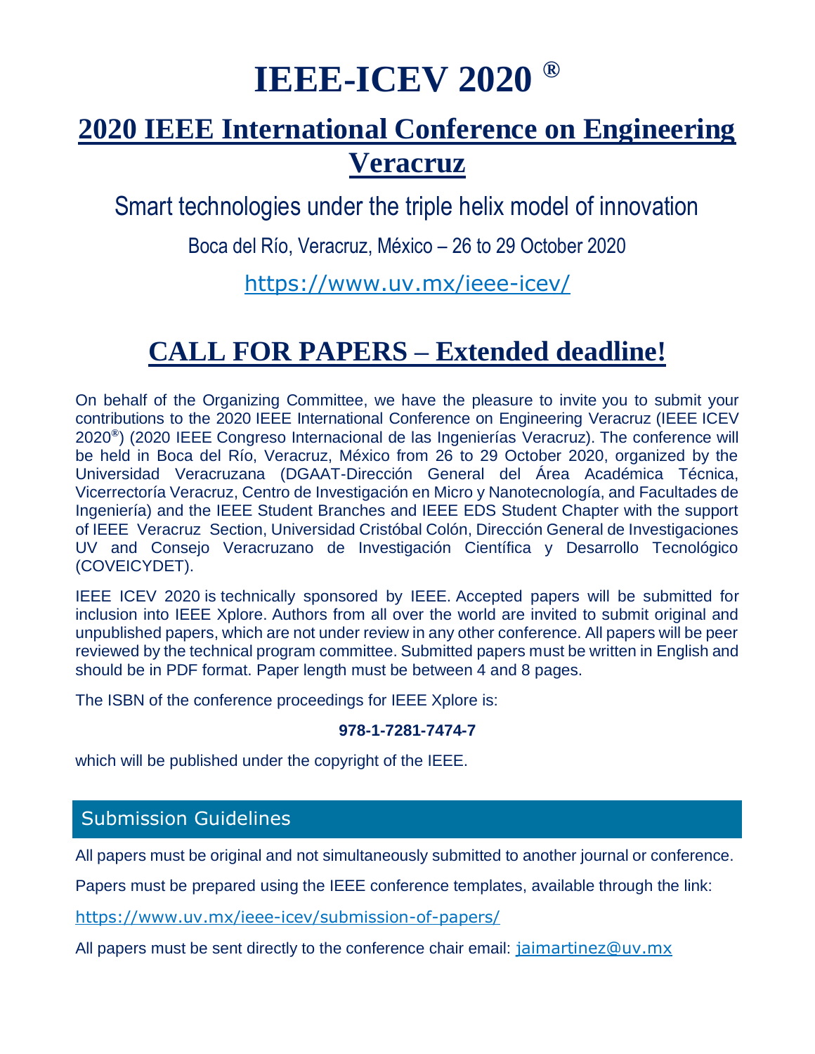# IEEE-ICEV 2020 ®

## 2020 IEEE International Conference on Engineering Veracruz

Smart technologies under the triple helix model of innovation

Boca del Río, Veracruz, México – 26 to 29 October 2020

https://www.uv.mx/ieee-icev/

## CALL FOR PAPERS – Extended deadline!

On behalf of the Organizing Committee, we have the pleasure to invite you to submit your contributions to the 2020 IEEE International Conference on Engineering Veracruz (IEEE ICEV 2020®) (2020 IEEE Congreso Internacional de las Ingenierías Veracruz). The conference will be held in Boca del Río, Veracruz, México from 26 to 29 October 2020, organized by the Universidad Veracruzana (DGAAT-Dirección General del Área Académica Técnica, Vicerrectoría Veracruz, Centro de Investigación en Micro y Nanotecnología, and Facultades de Ingeniería) and the IEEE Student Branches and IEEE EDS Student Chapter with the support of IEEE Veracruz Section, Universidad Cristóbal Colón, Dirección General de Investigaciones UV and Consejo Veracruzano de Investigación Científica y Desarrollo Tecnológico (COVEICYDET).

IEEE ICEV 2020 is technically sponsored by IEEE. Accepted papers will be submitted for inclusion into IEEE Xplore. Authors from all over the world are invited to submit original and unpublished papers, which are not under review in any other conference. All papers will be peer reviewed by the technical program committee. Submitted papers must be written in English and should be in PDF format. Paper length must be between 4 and 8 pages.

The ISBN of the conference proceedings for IEEE Xplore is:

**978-1-7281-7474-7**

which will be published under the copyright of the IEEE.

### Submission Guidelines

All papers must be original and not simultaneously submitted to another journal or conference.

Papers must be prepared using the IEEE conference templates, available through the link:

https://www.uv.mx/ieee-icev/submission-of-papers/

All papers must be sent directly to the conference chair email: jaimartinez@uv.mx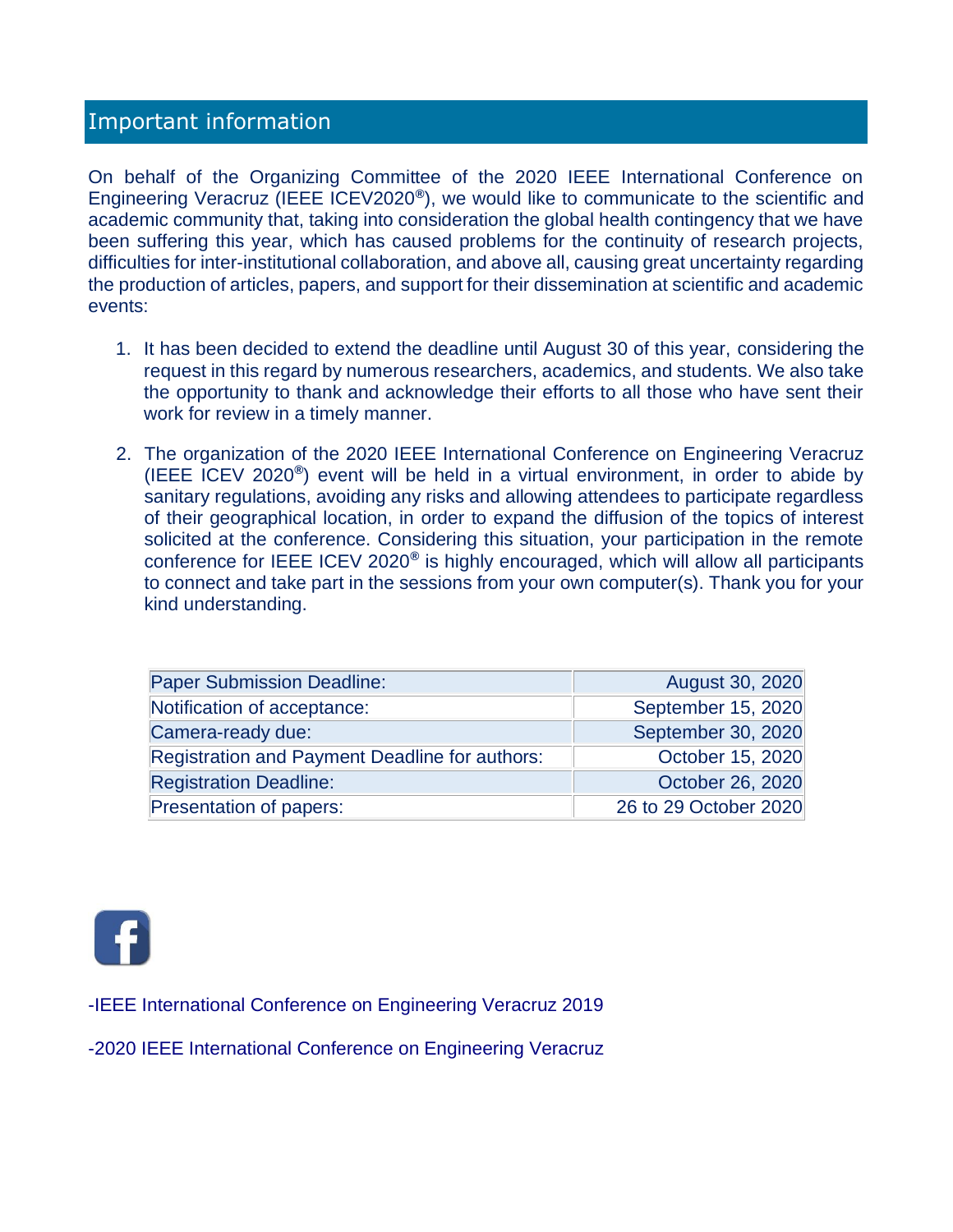## Important information

On behalf of the Organizing Committee of the 2020 IEEE International Conference on Engineering Veracruz (IEEE ICEV2020®), we would like to communicate to the scientific and academic community that, taking into consideration the global health contingency that we have been suffering this year, which has caused problems for the continuity of research projects, difficulties for inter-institutional collaboration, and above all, causing great uncertainty regarding the production of articles, papers, and support for their dissemination at scientific and academic events:

1. It has been decided to extend the deadline until August 30 of this year, considering the request in this regard by numerous researchers, academics, and students. We also take the opportunity to thank and acknowledge their efforts to all those who have sent their work for review in a timely manner.

2. The organization of the 2020 IEEE International Conference on Engineering Veracruz (IEEE ICEV 2020®) event will be held in a virtual environment, in order to abide by sanitary regulations, avoiding any risks and allowing attendees to participate regardless of their geographical location, in order to expand the diffusion of the topics of interest solicited at the conference. Considering this situation, your participation in the remote conference for IEEE ICEV 2020® is highly encouraged, which will allow all participants to connect and take part in the sessions from your own computer(s). Thank you for your kind understanding.

| | |
|---|---|
| Paper Submission Deadline: | August 30, 2020 |
| Notification of acceptance: | September 15, 2020 |
| Camera-ready due: | September 30, 2020 |
| Registration and Payment Deadline for authors: | October 15, 2020 |
| Registration Deadline: | October 26, 2020 |
| Presentation of papers: | 26 to 29 October 2020 |

-IEEE International Conference on Engineering Veracruz 2019

-2020 IEEE International Conference on Engineering Veracruz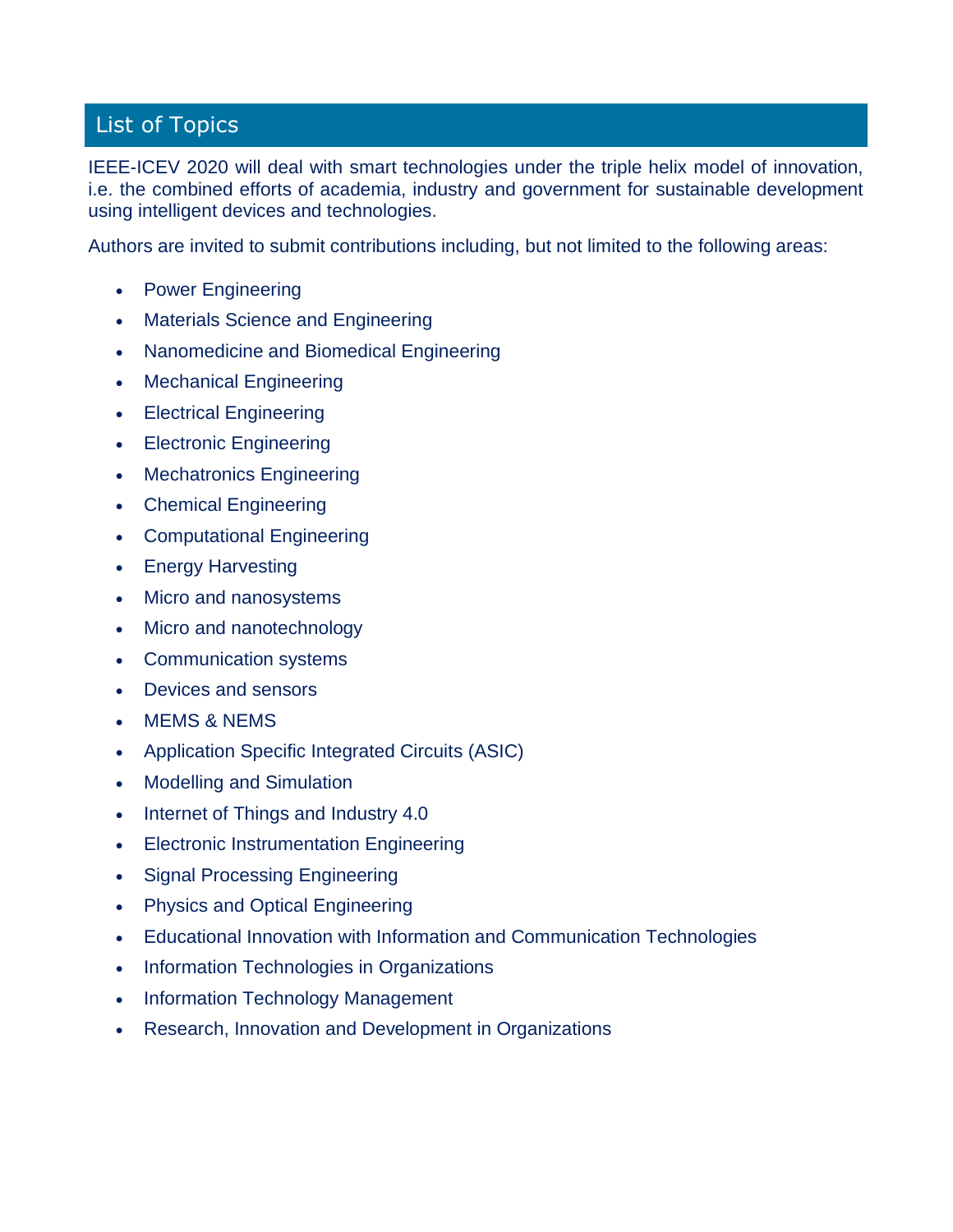## List of Topics

IEEE-ICEV 2020 will deal with smart technologies under the triple helix model of innovation, i.e. the combined efforts of academia, industry and government for sustainable development using intelligent devices and technologies.

Authors are invited to submit contributions including, but not limited to the following areas:

- Power Engineering
- Materials Science and Engineering
- Nanomedicine and Biomedical Engineering
- Mechanical Engineering
- Electrical Engineering
- Electronic Engineering
- Mechatronics Engineering
- Chemical Engineering
- Computational Engineering
- Energy Harvesting
- Micro and nanosystems
- Micro and nanotechnology
- Communication systems
- Devices and sensors
- MEMS & NEMS
- Application Specific Integrated Circuits (ASIC)
- Modelling and Simulation
- Internet of Things and Industry 4.0
- Electronic Instrumentation Engineering
- Signal Processing Engineering
- Physics and Optical Engineering
- Educational Innovation with Information and Communication Technologies
- Information Technologies in Organizations
- Information Technology Management
- Research, Innovation and Development in Organizations